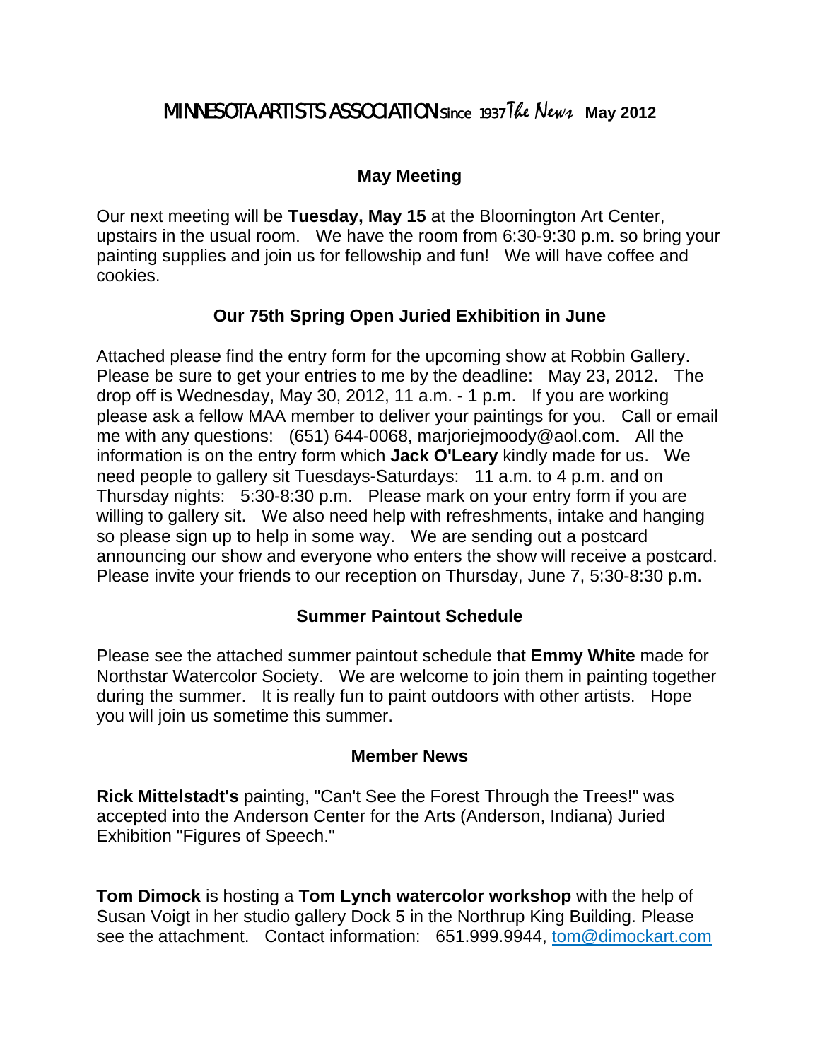# MINNESOTA ARTISTS ASSOCIATION Since 1937 *The News* May 2012

## May Meeting

Our next meeting will be **Tuesday, May 15** at the Bloomington Art Center, upstairs in the usual room. We have the room from 6:30-9:30 p.m. so bring your painting supplies and join us for fellowship and fun! We will have coffee and cookies.

## Our 75th Spring Open Juried Exhibition in June

Attached please find the entry form for the upcoming show at Robbin Gallery. Please be sure to get your entries to me by the deadline: May 23, 2012. The drop off is Wednesday, May 30, 2012, 11 a.m. - 1 p.m. If you are working please ask a fellow MAA member to deliver your paintings for you. Call or email me with any questions: (651) 644-0068, marjoriejmoody@aol.com. All the information is on the entry form which **Jack O'Leary** kindly made for us. We need people to gallery sit Tuesdays-Saturdays: 11 a.m. to 4 p.m. and on Thursday nights: 5:30-8:30 p.m. Please mark on your entry form if you are willing to gallery sit. We also need help with refreshments, intake and hanging so please sign up to help in some way. We are sending out a postcard announcing our show and everyone who enters the show will receive a postcard. Please invite your friends to our reception on Thursday, June 7, 5:30-8:30 p.m.

## Summer Paintout Schedule

Please see the attached summer paintout schedule that **Emmy White** made for Northstar Watercolor Society. We are welcome to join them in painting together during the summer. It is really fun to paint outdoors with other artists. Hope you will join us sometime this summer.

## Member News

**Rick Mittelstadt's** painting, "Can't See the Forest Through the Trees!" was accepted into the Anderson Center for the Arts (Anderson, Indiana) Juried Exhibition "Figures of Speech."

**Tom Dimock** is hosting a **Tom Lynch watercolor workshop** with the help of Susan Voigt in her studio gallery Dock 5 in the Northrup King Building. Please see the attachment. Contact information: 651.999.9944, [tom@dimockart.com](mailto:tom@dimockart.com)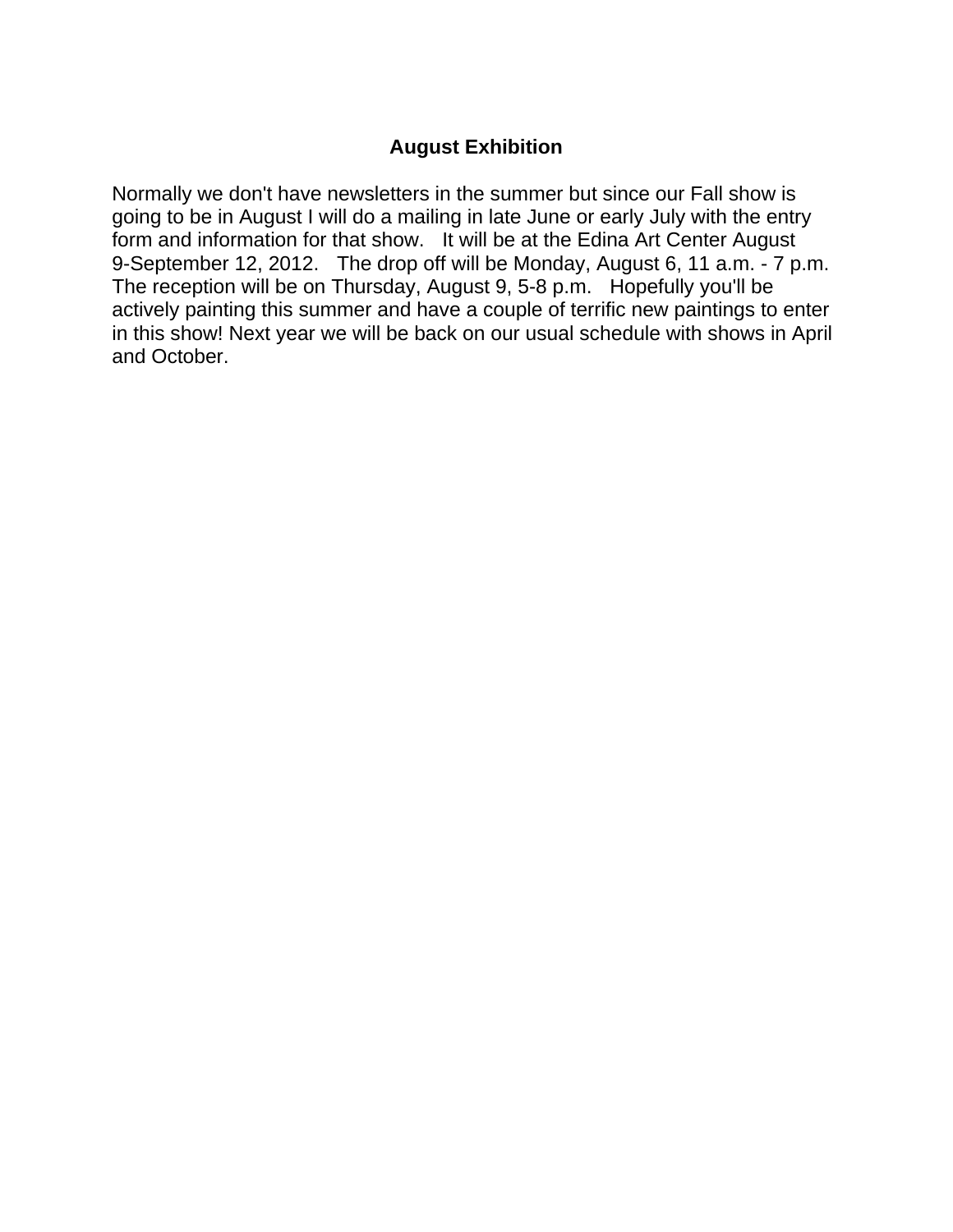## August Exhibition

Normally we don't have newsletters in the summer but since our Fall show is going to be in August I will do a mailing in late June or early July with the entry form and information for that show. It will be at the Edina Art Center August 9-September 12, 2012. The drop off will be Monday, August 6, 11 a.m. - 7 p.m. The reception will be on Thursday, August 9, 5-8 p.m. Hopefully you'll be actively painting this summer and have a couple of terrific new paintings to enter in this show! Next year we will be back on our usual schedule with shows in April and October.